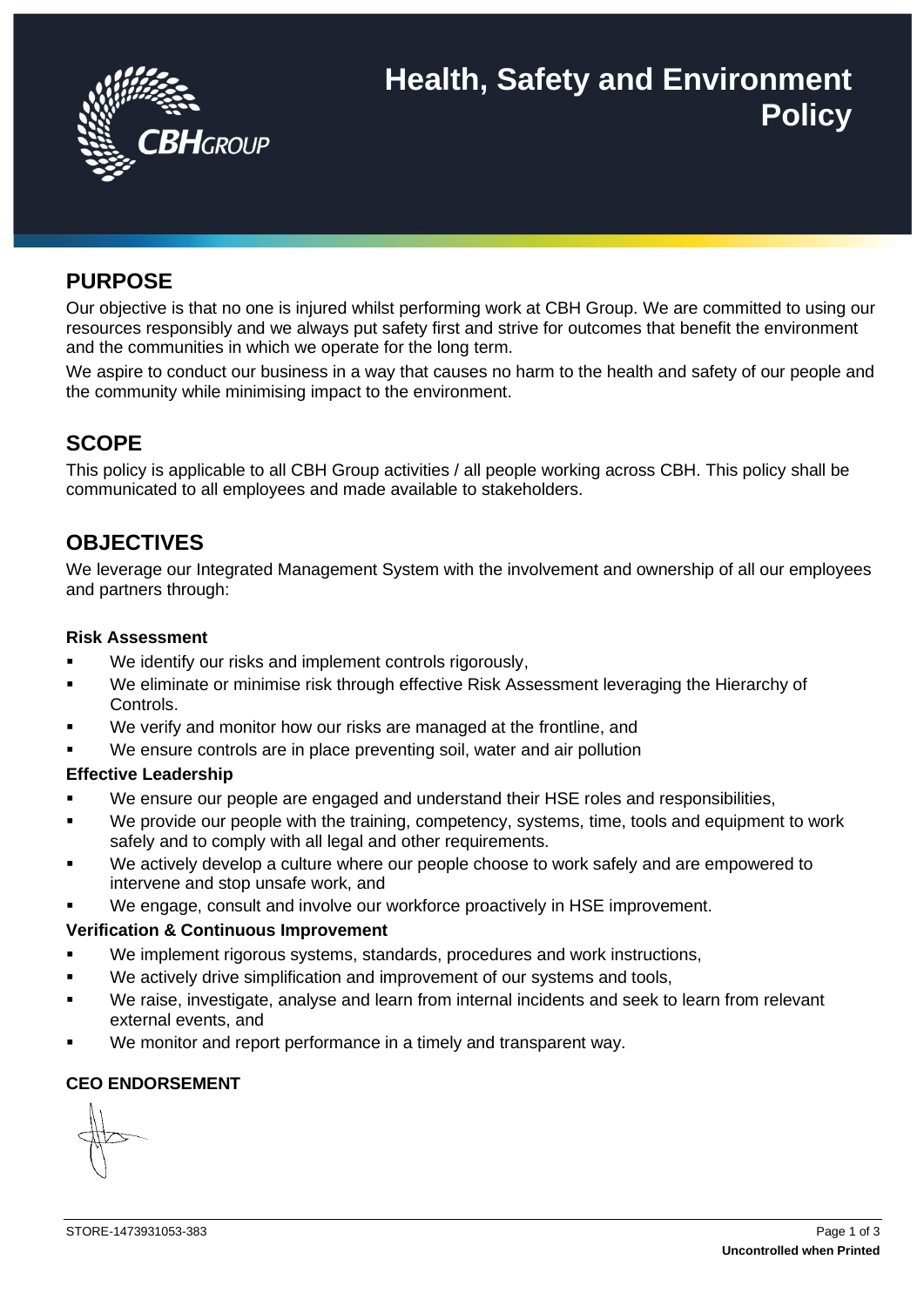# Health, Safety and Environment Policy

## PURPOSE

Our objective is that no one is injured whilst performing work at CBH Group. We are committed to using our resources responsibly and we always put safety first and strive for outcomes that benefit the environment and the communities in which we operate for the long term.

We aspire to conduct our business in a way that causes no harm to the health and safety of our people and the community while minimising impact to the environment.

## SCOPE

This policy is applicable to all CBH Group activities / all people working across CBH. This policy shall be communicated to all employees and made available to stakeholders.

## OBJECTIVES

We leverage our Integrated Management System with the involvement and ownership of all our employees and partners through:

**Risk Assessment**

- We identify our risks and implement controls rigorously,
- We eliminate or minimise risk through effective Risk Assessment leveraging the Hierarchy of Controls.
- We verify and monitor how our risks are managed at the frontline, and
- We ensure controls are in place preventing soil, water and air pollution

**Effective Leadership**

- We ensure our people are engaged and understand their HSE roles and responsibilities,
- We provide our people with the training, competency, systems, time, tools and equipment to work safely and to comply with all legal and other requirements.
- We actively develop a culture where our people choose to work safely and are empowered to intervene and stop unsafe work, and
- We engage, consult and involve our workforce proactively in HSE improvement.

**Verification & Continuous Improvement**

- We implement rigorous systems, standards, procedures and work instructions,
- We actively drive simplification and improvement of our systems and tools,
- We raise, investigate, analyse and learn from internal incidents and seek to learn from relevant external events, and
- We monitor and report performance in a timely and transparent way.

**CEO ENDORSEMENT**

STORE-1473931053-383

**Uncontrolled when Printed**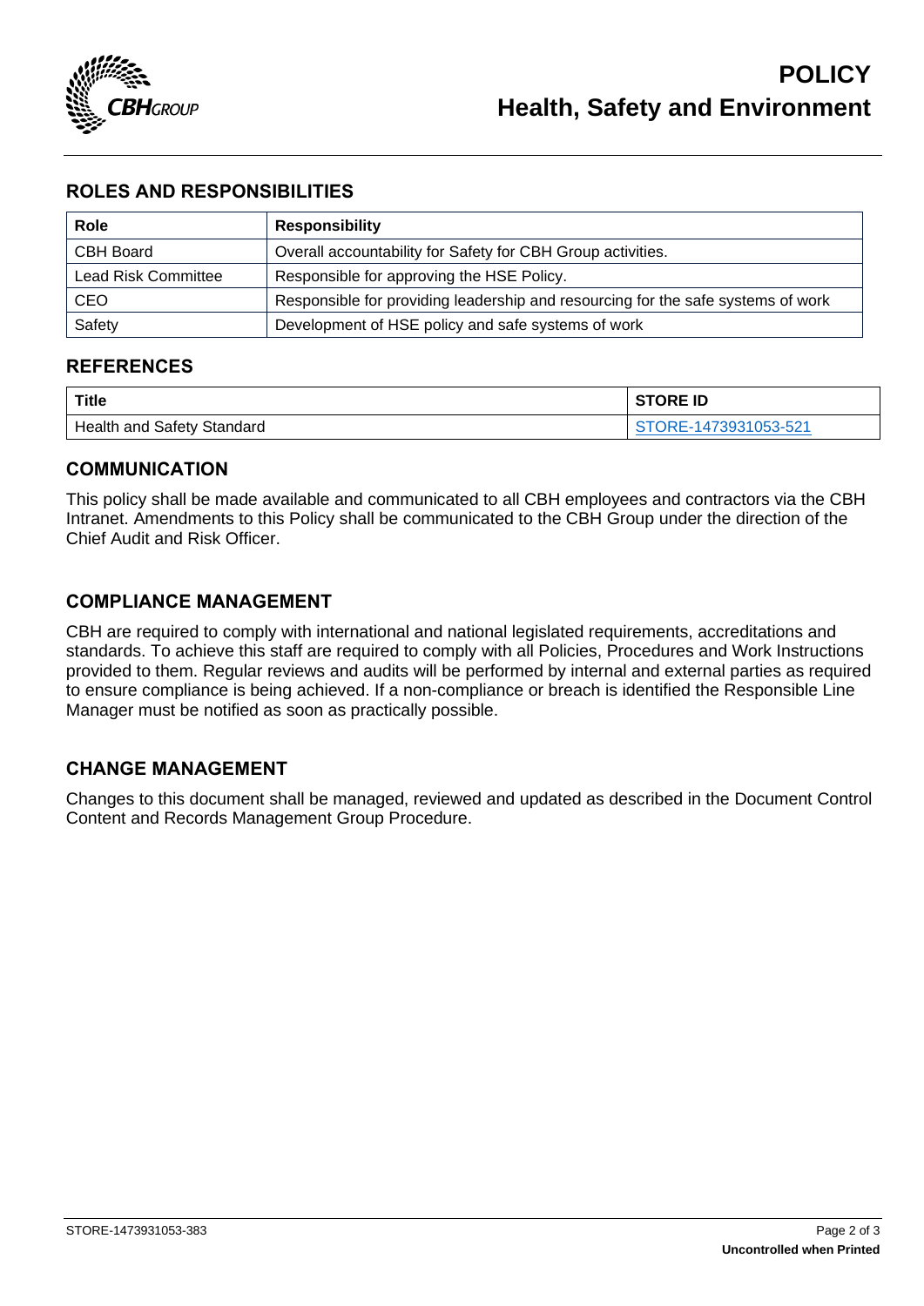## ROLES AND RESPONSIBILITIES

| Role | Responsibility |
| --- | --- |
| CBH Board | Overall accountability for Safety for CBH Group activities. |
| Lead Risk Committee | Responsible for approving the HSE Policy. |
| CEO | Responsible for providing leadership and resourcing for the safe systems of work |
| Safety | Development of HSE policy and safe systems of work |

## REFERENCES

| Title | STORE ID |
| --- | --- |
| Health and Safety Standard | STORE-1473931053-521 |

## COMMUNICATION

This policy shall be made available and communicated to all CBH employees and contractors via the CBH Intranet. Amendments to this Policy shall be communicated to the CBH Group under the direction of the Chief Audit and Risk Officer.

## COMPLIANCE MANAGEMENT

CBH are required to comply with international and national legislated requirements, accreditations and standards. To achieve this staff are required to comply with all Policies, Procedures and Work Instructions provided to them. Regular reviews and audits will be performed by internal and external parties as required to ensure compliance is being achieved. If a non-compliance or breach is identified the Responsible Line Manager must be notified as soon as practically possible.

## CHANGE MANAGEMENT

Changes to this document shall be managed, reviewed and updated as described in the Document Control Content and Records Management Group Procedure.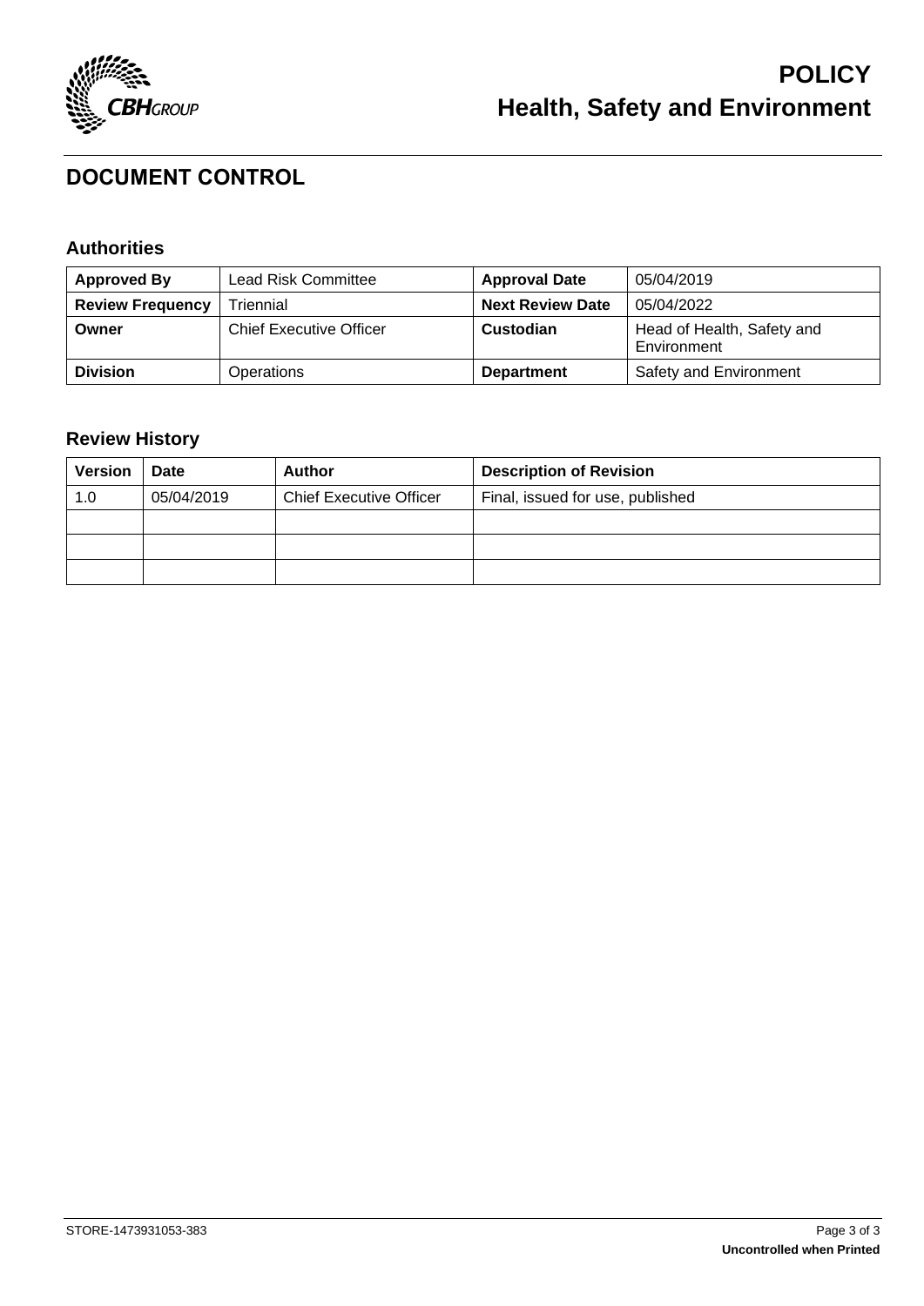## DOCUMENT CONTROL

### Authorities

| | | | |
|---|---|---|---|
| **Approved By** | Lead Risk Committee | **Approval Date** | 05/04/2019 |
| **Review Frequency** | Triennial | **Next Review Date** | 05/04/2022 |
| **Owner** | Chief Executive Officer | **Custodian** | Head of Health, Safety and Environment |
| **Division** | Operations | **Department** | Safety and Environment |

### Review History

| Version | Date | Author | Description of Revision |
|---|---|---|---|
| 1.0 | 05/04/2019 | Chief Executive Officer | Final, issued for use, published |
| | | | |
| | | | |
| | | | |